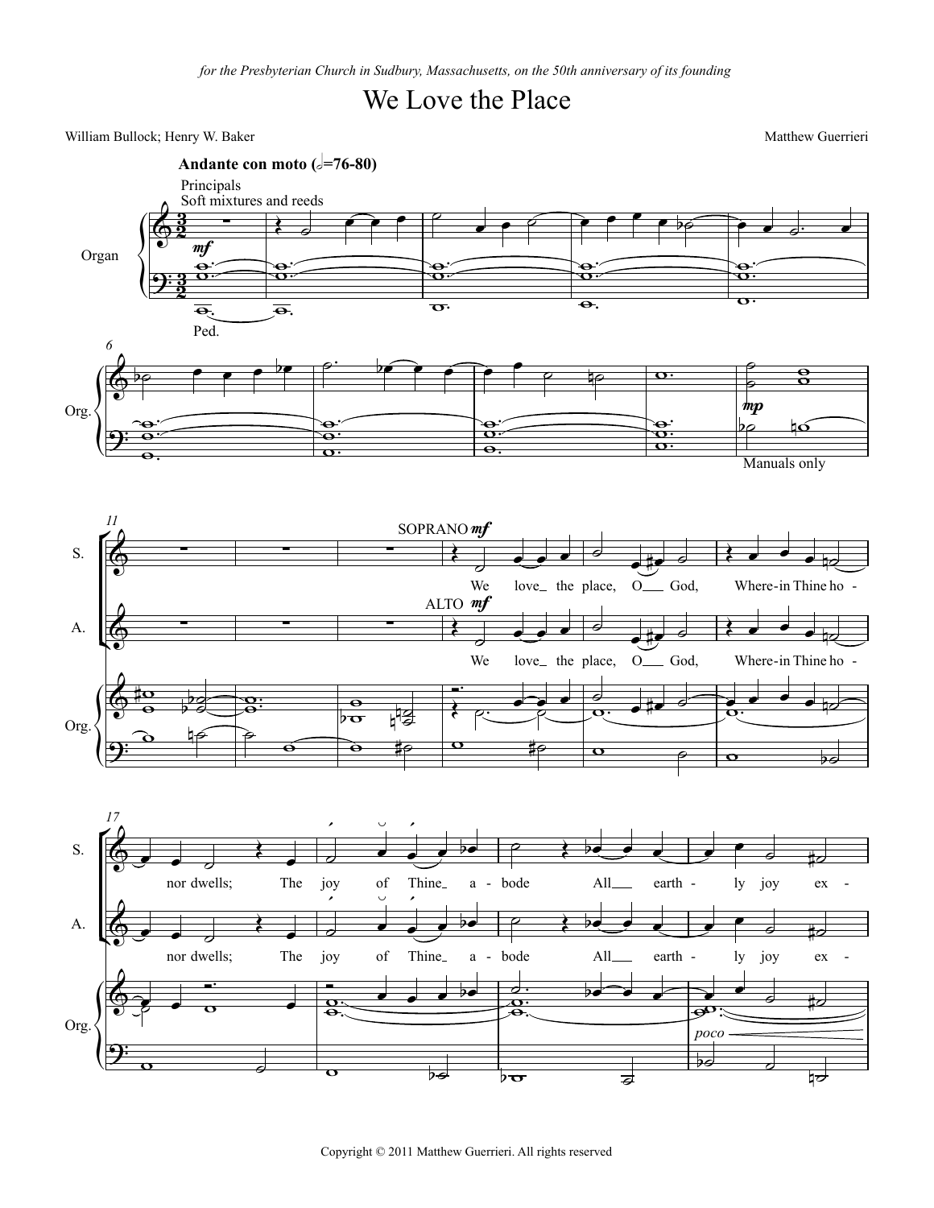*for the Presbyterian Church in Sudbury, Massachusetts, on the 50th anniversary of its founding*

# We Love the Place

William Bullock; Henry W. Baker

Matthew Guerrieri

**Andante con moto** (𝅗𝅥=76-80)

Principals
Soft mixtures and reeds

Organ

*mf*

Ped.

Org.

*mp*

Manuals only

S.

SOPRANO *mf*

We love the place, O God, Where-in Thine ho - nor dwells; The joy of Thine a - bode All earth - ly joy ex -

A.

ALTO *mf*

We love the place, O God, Where-in Thine ho - nor dwells; The joy of Thine a - bode All earth - ly joy ex -

*poco*

Copyright © 2011 Matthew Guerrieri. All rights reserved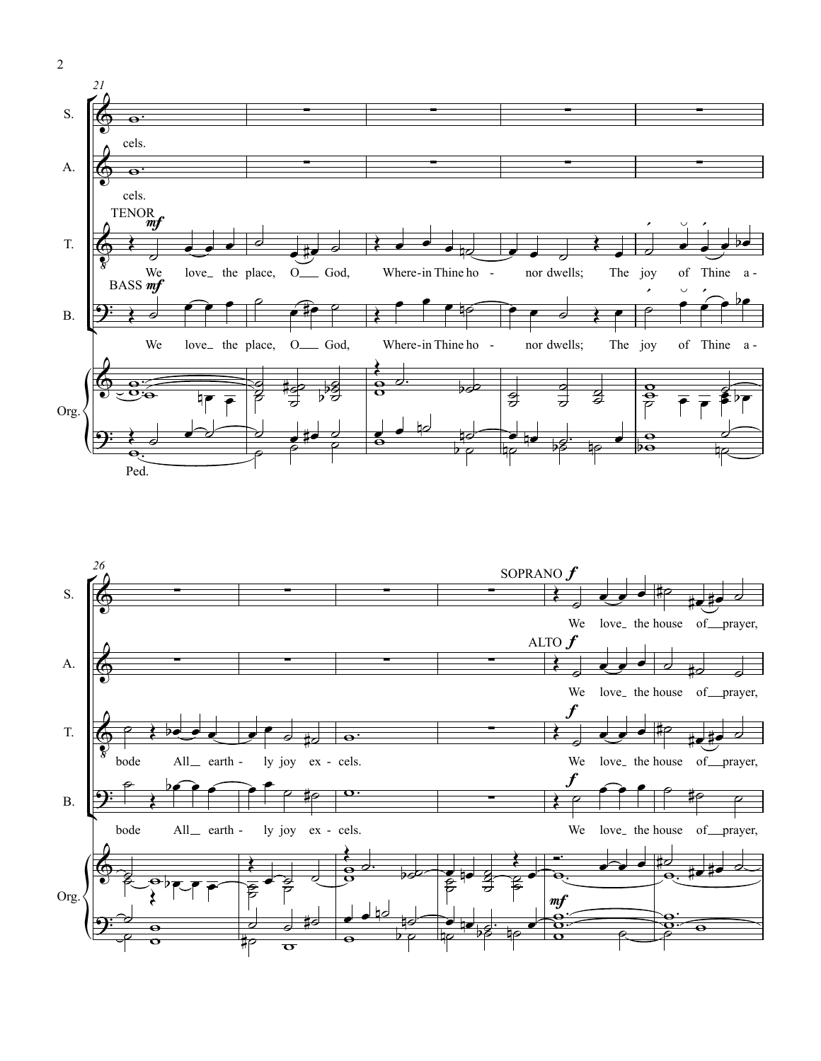21

S. cels.

A. cels.

TENOR *mf*

T. We love_ the place, O__ God, Where-in Thine ho - nor dwells; The joy of Thine a -

BASS *mf*

B. We love_ the place, O__ God, Where-in Thine ho - nor dwells; The joy of Thine a -

Org.

Ped.

26

SOPRANO *f*

S. We love_ the house of__ prayer,

ALTO *f*

A. We love_ the house of__ prayer,

T. bode All__ earth - ly joy ex - cels. *f* We love_ the house of__ prayer,

B. bode All__ earth - ly joy ex - cels. *f* We love_ the house of__ prayer,

Org. *mf*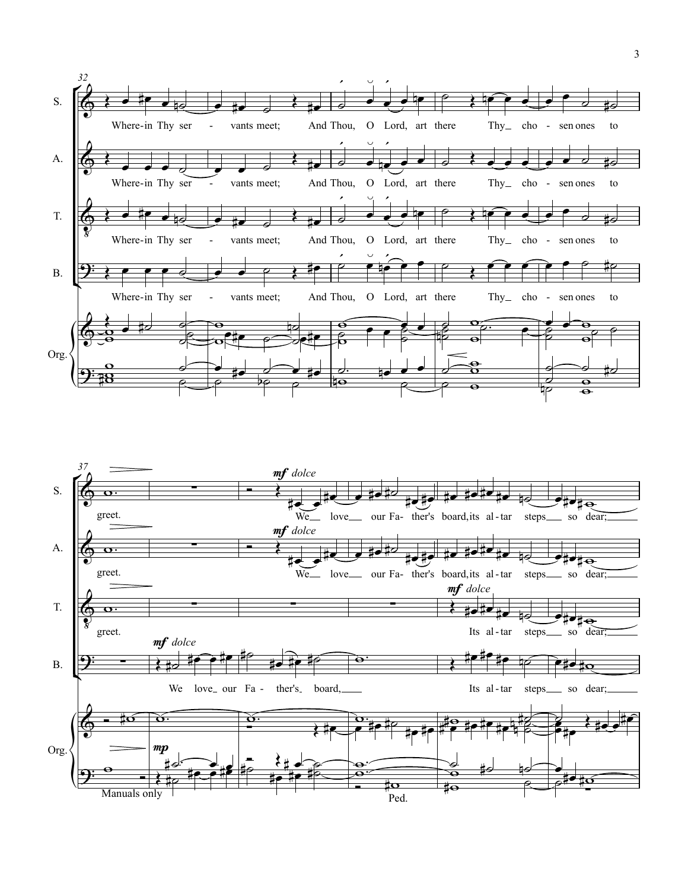32

S.

Where-in Thy ser - vants meet; And Thou, O Lord, art there Thy_ cho - sen ones to

A.

Where-in Thy ser - vants meet; And Thou, O Lord, art there Thy_ cho - sen ones to

T.

Where-in Thy ser - vants meet; And Thou, O Lord, art there Thy_ cho - sen ones to

B.

Where-in Thy ser - vants meet; And Thou, O Lord, art there Thy_ cho - sen ones to

Org.

37

S.

greet. *mf dolce* We_ love_ our Fa- ther's board, its al - tar steps_ so dear;_

A.

greet. *mf dolce* We_ love_ our Fa- ther's board, its al - tar steps_ so dear;_

T.

greet. *mf dolce* Its al - tar steps_ so dear;_

B.

*mf dolce* We love_ our Fa - ther's_ board,_ Its al - tar steps_ so dear;_

Org.

*mp*

Manuals only

Ped.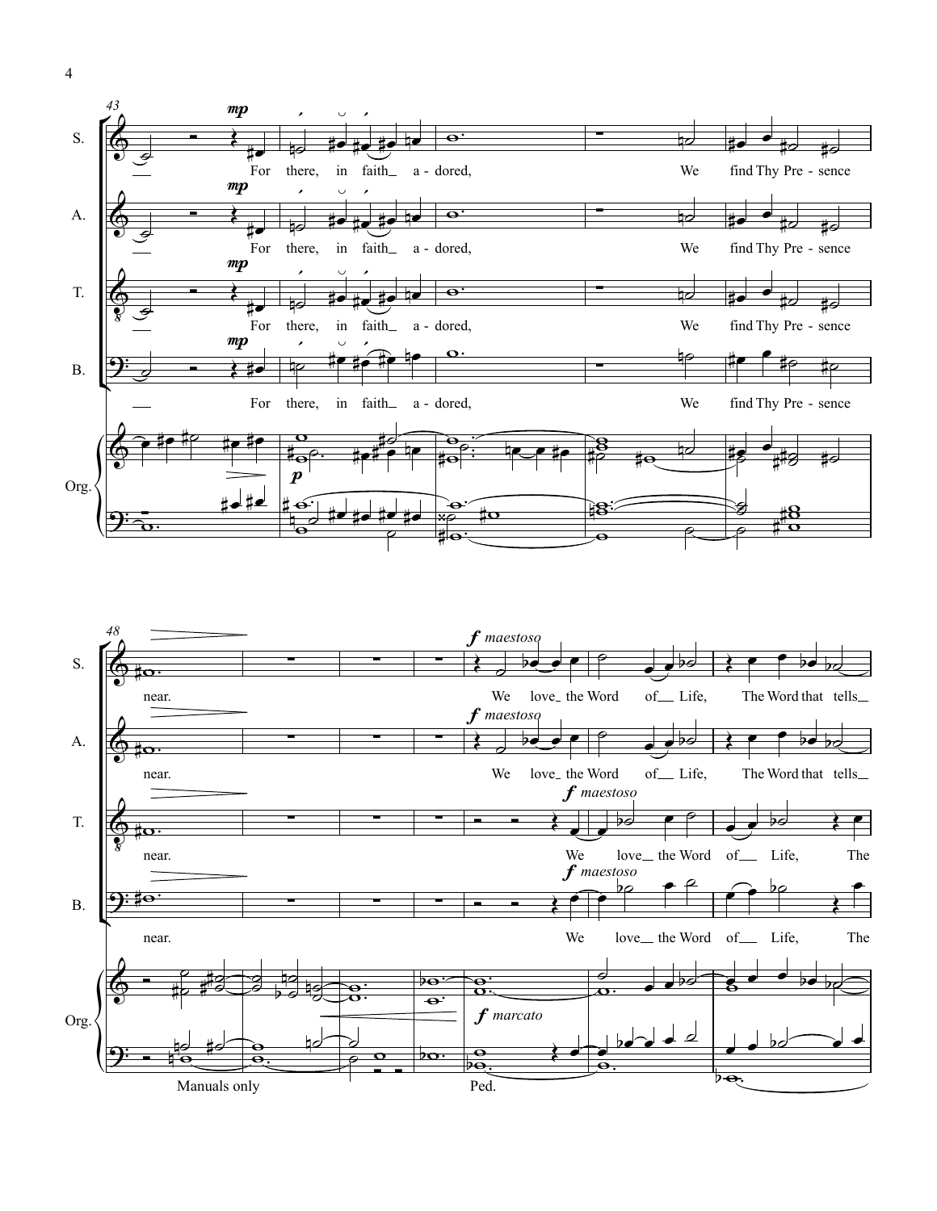S.

A.

T.

B.

Org.

*mp*

For there, in faith_ a - dored, We find Thy Pre - sence near.

*p*

Manuals only

Ped.

*f maestoso*

We love_ the Word of_ Life, The Word that tells_

*f marcato*

We love_ the Word of_ Life, The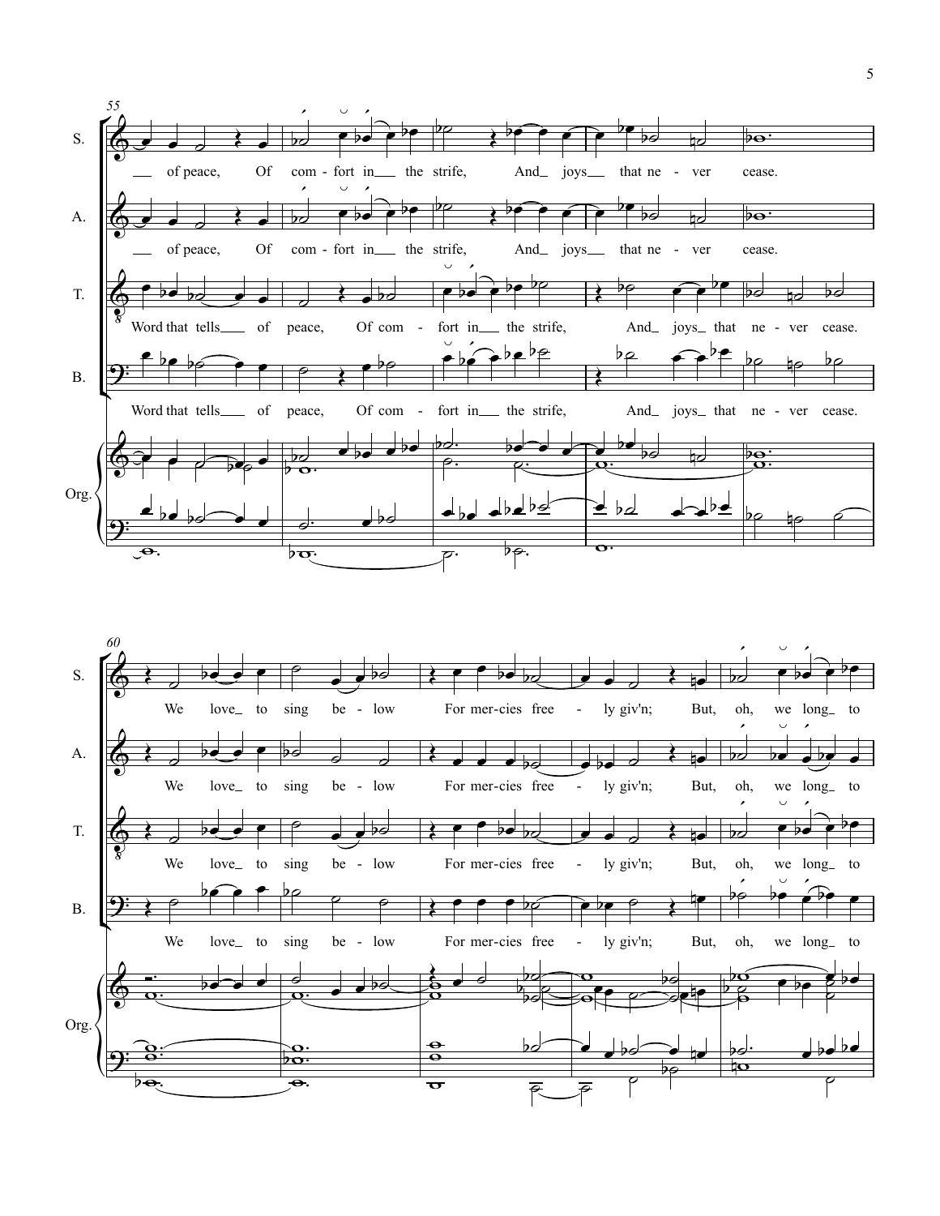55

S. — of peace, Of com - fort in — the strife, And — joys — that ne - ver cease.

A. — of peace, Of com - fort in — the strife, And — joys — that ne - ver cease.

T. Word that tells — of peace, Of com - fort in — the strife, And — joys — that ne - ver cease.

B. Word that tells — of peace, Of com - fort in — the strife, And — joys — that ne - ver cease.

Org.

60

S. We love — to sing be - low For mer - cies free - ly giv'n; But, oh, we long — to

A. We love — to sing be - low For mer - cies free - ly giv'n; But, oh, we long — to

T. We love — to sing be - low For mer - cies free - ly giv'n; But, oh, we long — to

B. We love — to sing be - low For mer - cies free - ly giv'n; But, oh, we long — to

Org.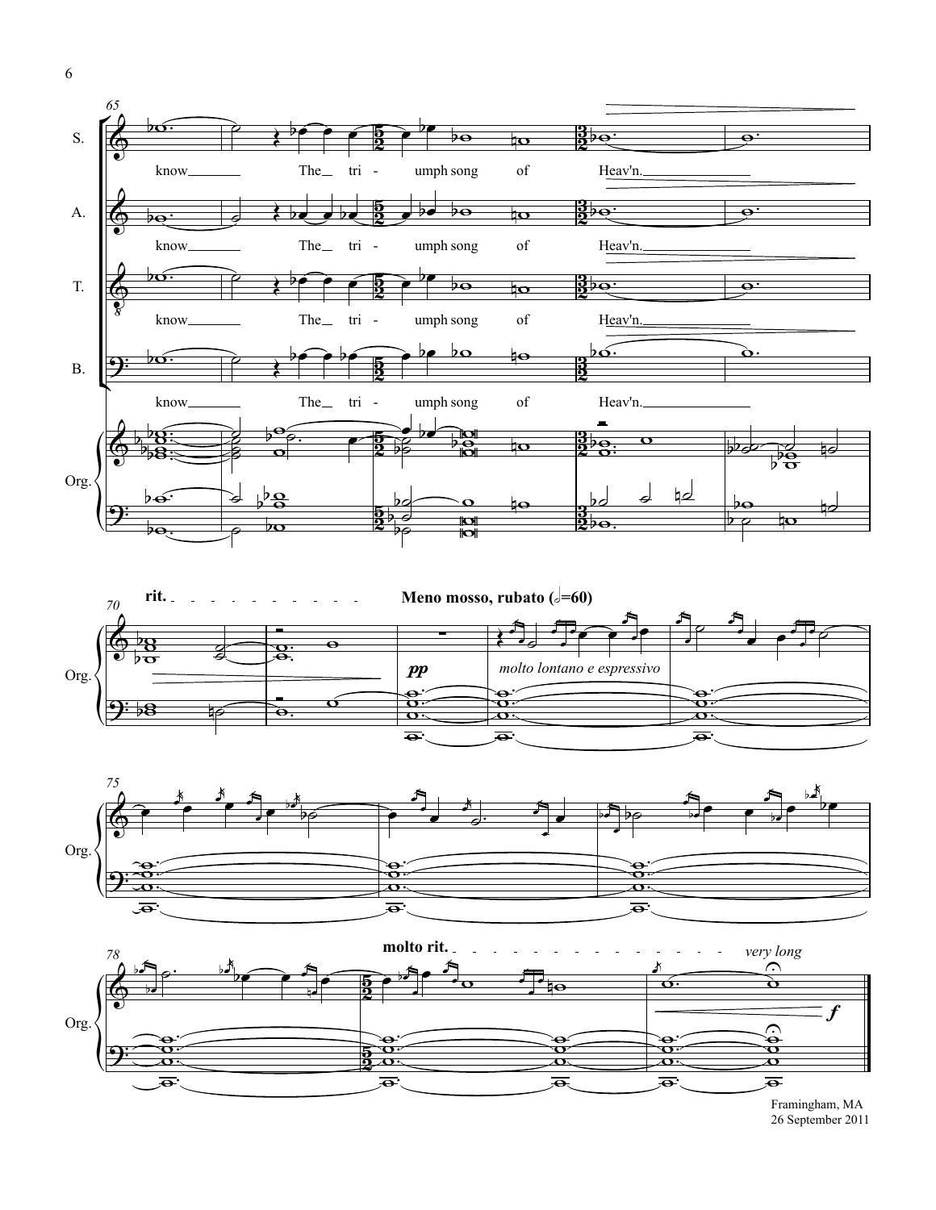65

S.

know The tri - umph song of Heav'n.

A.

know The tri - umph song of Heav'n.

T.

know The tri - umph song of Heav'n.

B.

know The tri - umph song of Heav'n.

Org.

70

**rit.**

**Meno mosso, rubato (𝅗𝅥=60)**

*pp*

*molto lontano e espressivo*

75

78

**molto rit.**

*very long*

*f*

Framingham, MA
26 September 2011